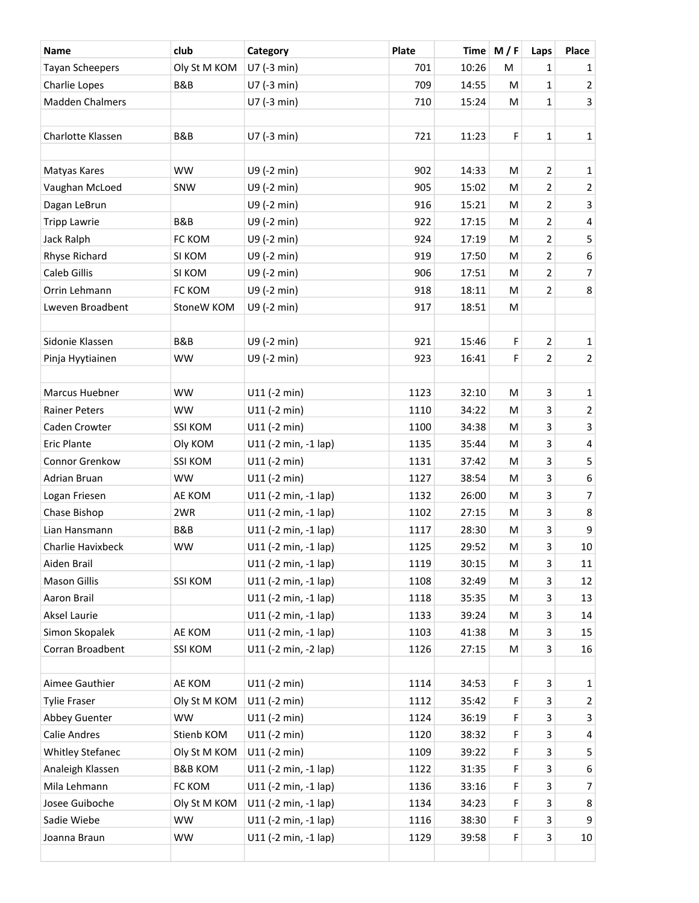| Name | club | Category | Plate | Time | M / F | Laps | Place |
|---|---|---|---|---|---|---|---|
| Tayan Scheepers | Oly St M KOM | U7 (-3 min) | 701 | 10:26 | M | 1 | 1 |
| Charlie Lopes | B&B | U7 (-3 min) | 709 | 14:55 | M | 1 | 2 |
| Madden Chalmers | | U7 (-3 min) | 710 | 15:24 | M | 1 | 3 |
| | | | | | | | |
| Charlotte Klassen | B&B | U7 (-3 min) | 721 | 11:23 | F | 1 | 1 |
| | | | | | | | |
| Matyas Kares | WW | U9 (-2 min) | 902 | 14:33 | M | 2 | 1 |
| Vaughan McLoed | SNW | U9 (-2 min) | 905 | 15:02 | M | 2 | 2 |
| Dagan LeBrun | | U9 (-2 min) | 916 | 15:21 | M | 2 | 3 |
| Tripp Lawrie | B&B | U9 (-2 min) | 922 | 17:15 | M | 2 | 4 |
| Jack Ralph | FC KOM | U9 (-2 min) | 924 | 17:19 | M | 2 | 5 |
| Rhyse Richard | SI KOM | U9 (-2 min) | 919 | 17:50 | M | 2 | 6 |
| Caleb Gillis | SI KOM | U9 (-2 min) | 906 | 17:51 | M | 2 | 7 |
| Orrin Lehmann | FC KOM | U9 (-2 min) | 918 | 18:11 | M | 2 | 8 |
| Lweven Broadbent | StoneW KOM | U9 (-2 min) | 917 | 18:51 | M | | |
| | | | | | | | |
| Sidonie Klassen | B&B | U9 (-2 min) | 921 | 15:46 | F | 2 | 1 |
| Pinja Hyytiainen | WW | U9 (-2 min) | 923 | 16:41 | F | 2 | 2 |
| | | | | | | | |
| Marcus Huebner | WW | U11 (-2 min) | 1123 | 32:10 | M | 3 | 1 |
| Rainer Peters | WW | U11 (-2 min) | 1110 | 34:22 | M | 3 | 2 |
| Caden Crowter | SSI KOM | U11 (-2 min) | 1100 | 34:38 | M | 3 | 3 |
| Eric Plante | Oly KOM | U11 (-2 min, -1 lap) | 1135 | 35:44 | M | 3 | 4 |
| Connor Grenkow | SSI KOM | U11 (-2 min) | 1131 | 37:42 | M | 3 | 5 |
| Adrian Bruan | WW | U11 (-2 min) | 1127 | 38:54 | M | 3 | 6 |
| Logan Friesen | AE KOM | U11 (-2 min, -1 lap) | 1132 | 26:00 | M | 3 | 7 |
| Chase Bishop | 2WR | U11 (-2 min, -1 lap) | 1102 | 27:15 | M | 3 | 8 |
| Lian Hansmann | B&B | U11 (-2 min, -1 lap) | 1117 | 28:30 | M | 3 | 9 |
| Charlie Havixbeck | WW | U11 (-2 min, -1 lap) | 1125 | 29:52 | M | 3 | 10 |
| Aiden Brail | | U11 (-2 min, -1 lap) | 1119 | 30:15 | M | 3 | 11 |
| Mason Gillis | SSI KOM | U11 (-2 min, -1 lap) | 1108 | 32:49 | M | 3 | 12 |
| Aaron Brail | | U11 (-2 min, -1 lap) | 1118 | 35:35 | M | 3 | 13 |
| Aksel Laurie | | U11 (-2 min, -1 lap) | 1133 | 39:24 | M | 3 | 14 |
| Simon Skopalek | AE KOM | U11 (-2 min, -1 lap) | 1103 | 41:38 | M | 3 | 15 |
| Corran Broadbent | SSI KOM | U11 (-2 min, -2 lap) | 1126 | 27:15 | M | 3 | 16 |
| | | | | | | | |
| Aimee Gauthier | AE KOM | U11 (-2 min) | 1114 | 34:53 | F | 3 | 1 |
| Tylie Fraser | Oly St M KOM | U11 (-2 min) | 1112 | 35:42 | F | 3 | 2 |
| Abbey Guenter | WW | U11 (-2 min) | 1124 | 36:19 | F | 3 | 3 |
| Calie Andres | Stienb KOM | U11 (-2 min) | 1120 | 38:32 | F | 3 | 4 |
| Whitley Stefanec | Oly St M KOM | U11 (-2 min) | 1109 | 39:22 | F | 3 | 5 |
| Analeigh Klassen | B&B KOM | U11 (-2 min, -1 lap) | 1122 | 31:35 | F | 3 | 6 |
| Mila Lehmann | FC KOM | U11 (-2 min, -1 lap) | 1136 | 33:16 | F | 3 | 7 |
| Josee Guiboche | Oly St M KOM | U11 (-2 min, -1 lap) | 1134 | 34:23 | F | 3 | 8 |
| Sadie Wiebe | WW | U11 (-2 min, -1 lap) | 1116 | 38:30 | F | 3 | 9 |
| Joanna Braun | WW | U11 (-2 min, -1 lap) | 1129 | 39:58 | F | 3 | 10 |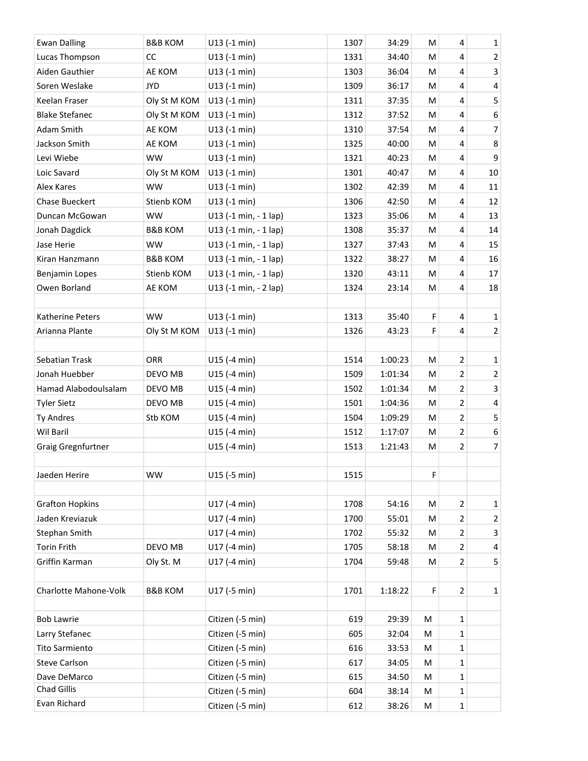| | | | | | | | |
|---|---|---|---|---|---|---|---|
| Ewan Dalling | B&B KOM | U13 (-1 min) | 1307 | 34:29 | M | 4 | 1 |
| Lucas Thompson | CC | U13 (-1 min) | 1331 | 34:40 | M | 4 | 2 |
| Aiden Gauthier | AE KOM | U13 (-1 min) | 1303 | 36:04 | M | 4 | 3 |
| Soren Weslake | JYD | U13 (-1 min) | 1309 | 36:17 | M | 4 | 4 |
| Keelan Fraser | Oly St M KOM | U13 (-1 min) | 1311 | 37:35 | M | 4 | 5 |
| Blake Stefanec | Oly St M KOM | U13 (-1 min) | 1312 | 37:52 | M | 4 | 6 |
| Adam Smith | AE KOM | U13 (-1 min) | 1310 | 37:54 | M | 4 | 7 |
| Jackson Smith | AE KOM | U13 (-1 min) | 1325 | 40:00 | M | 4 | 8 |
| Levi Wiebe | WW | U13 (-1 min) | 1321 | 40:23 | M | 4 | 9 |
| Loic Savard | Oly St M KOM | U13 (-1 min) | 1301 | 40:47 | M | 4 | 10 |
| Alex Kares | WW | U13 (-1 min) | 1302 | 42:39 | M | 4 | 11 |
| Chase Bueckert | Stienb KOM | U13 (-1 min) | 1306 | 42:50 | M | 4 | 12 |
| Duncan McGowan | WW | U13 (-1 min, - 1 lap) | 1323 | 35:06 | M | 4 | 13 |
| Jonah Dagdick | B&B KOM | U13 (-1 min, - 1 lap) | 1308 | 35:37 | M | 4 | 14 |
| Jase Herie | WW | U13 (-1 min, - 1 lap) | 1327 | 37:43 | M | 4 | 15 |
| Kiran Hanzmann | B&B KOM | U13 (-1 min, - 1 lap) | 1322 | 38:27 | M | 4 | 16 |
| Benjamin Lopes | Stienb KOM | U13 (-1 min, - 1 lap) | 1320 | 43:11 | M | 4 | 17 |
| Owen Borland | AE KOM | U13 (-1 min, - 2 lap) | 1324 | 23:14 | M | 4 | 18 |
| | | | | | | | |
| Katherine Peters | WW | U13 (-1 min) | 1313 | 35:40 | F | 4 | 1 |
| Arianna Plante | Oly St M KOM | U13 (-1 min) | 1326 | 43:23 | F | 4 | 2 |
| | | | | | | | |
| Sebatian Trask | ORR | U15 (-4 min) | 1514 | 1:00:23 | M | 2 | 1 |
| Jonah Huebber | DEVO MB | U15 (-4 min) | 1509 | 1:01:34 | M | 2 | 2 |
| Hamad Alabodoulsalam | DEVO MB | U15 (-4 min) | 1502 | 1:01:34 | M | 2 | 3 |
| Tyler Sietz | DEVO MB | U15 (-4 min) | 1501 | 1:04:36 | M | 2 | 4 |
| Ty Andres | Stb KOM | U15 (-4 min) | 1504 | 1:09:29 | M | 2 | 5 |
| Wil Baril | | U15 (-4 min) | 1512 | 1:17:07 | M | 2 | 6 |
| Graig Gregnfurtner | | U15 (-4 min) | 1513 | 1:21:43 | M | 2 | 7 |
| | | | | | | | |
| Jaeden Herire | WW | U15 (-5 min) | 1515 | | F | | |
| | | | | | | | |
| Grafton Hopkins | | U17 (-4 min) | 1708 | 54:16 | M | 2 | 1 |
| Jaden Kreviazuk | | U17 (-4 min) | 1700 | 55:01 | M | 2 | 2 |
| Stephan Smith | | U17 (-4 min) | 1702 | 55:32 | M | 2 | 3 |
| Torin Frith | DEVO MB | U17 (-4 min) | 1705 | 58:18 | M | 2 | 4 |
| Griffin Karman | Oly St. M | U17 (-4 min) | 1704 | 59:48 | M | 2 | 5 |
| | | | | | | | |
| Charlotte Mahone-Volk | B&B KOM | U17 (-5 min) | 1701 | 1:18:22 | F | 2 | 1 |
| | | | | | | | |
| Bob Lawrie | | Citizen (-5 min) | 619 | 29:39 | M | 1 | |
| Larry Stefanec | | Citizen (-5 min) | 605 | 32:04 | M | 1 | |
| Tito Sarmiento | | Citizen (-5 min) | 616 | 33:53 | M | 1 | |
| Steve Carlson | | Citizen (-5 min) | 617 | 34:05 | M | 1 | |
| Dave DeMarco | | Citizen (-5 min) | 615 | 34:50 | M | 1 | |
| Chad Gillis | | Citizen (-5 min) | 604 | 38:14 | M | 1 | |
| Evan Richard | | Citizen (-5 min) | 612 | 38:26 | M | 1 | |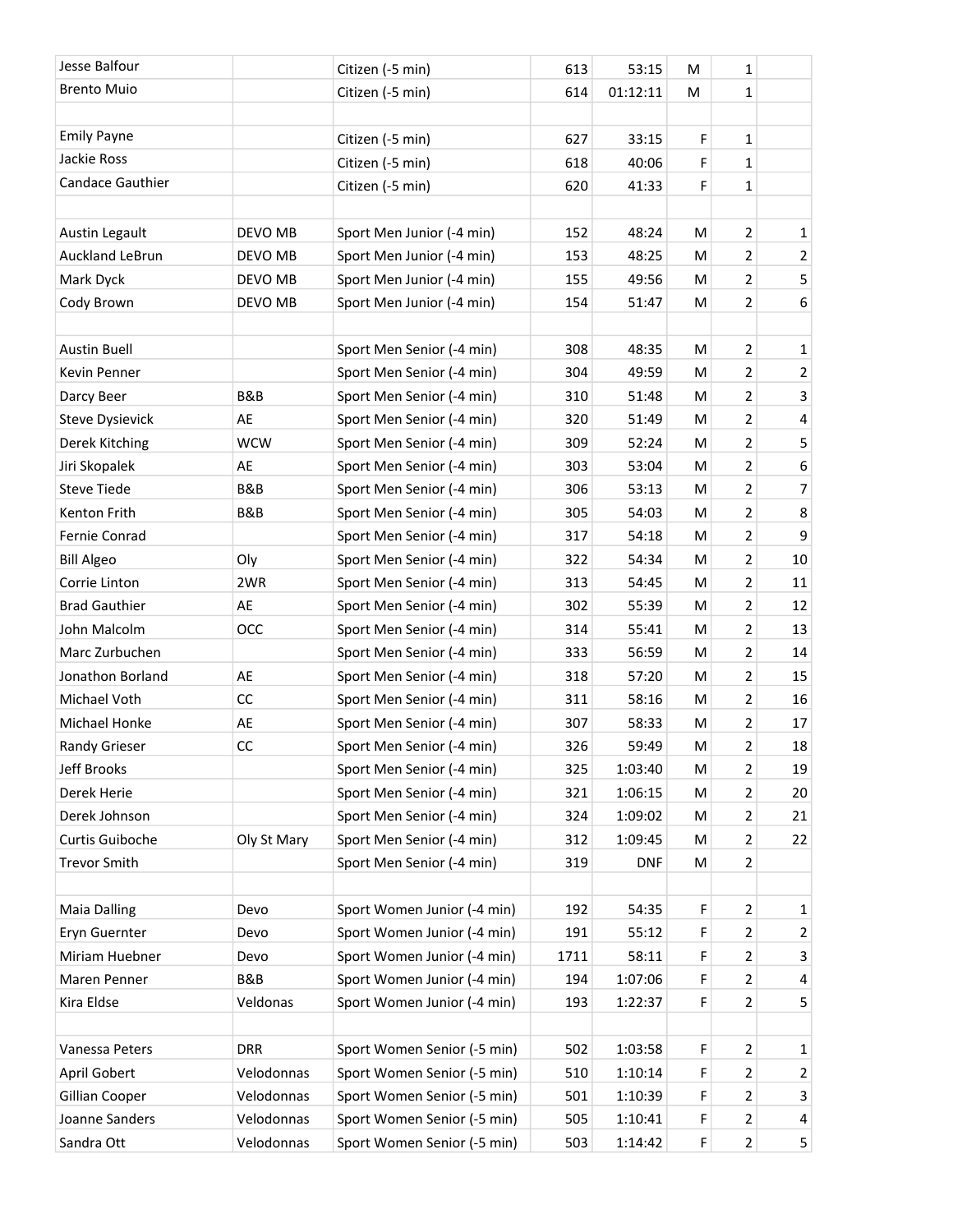| | | | | | | | |
|---|---|---|---|---|---|---|---|
| Jesse Balfour | | Citizen (-5 min) | 613 | 53:15 | M | 1 | |
| Brento Muio | | Citizen (-5 min) | 614 | 01:12:11 | M | 1 | |
| | | | | | | | |
| Emily Payne | | Citizen (-5 min) | 627 | 33:15 | F | 1 | |
| Jackie Ross | | Citizen (-5 min) | 618 | 40:06 | F | 1 | |
| Candace Gauthier | | Citizen (-5 min) | 620 | 41:33 | F | 1 | |
| | | | | | | | |
| Austin Legault | DEVO MB | Sport Men Junior (-4 min) | 152 | 48:24 | M | 2 | 1 |
| Auckland LeBrun | DEVO MB | Sport Men Junior (-4 min) | 153 | 48:25 | M | 2 | 2 |
| Mark Dyck | DEVO MB | Sport Men Junior (-4 min) | 155 | 49:56 | M | 2 | 5 |
| Cody Brown | DEVO MB | Sport Men Junior (-4 min) | 154 | 51:47 | M | 2 | 6 |
| | | | | | | | |
| Austin Buell | | Sport Men Senior (-4 min) | 308 | 48:35 | M | 2 | 1 |
| Kevin Penner | | Sport Men Senior (-4 min) | 304 | 49:59 | M | 2 | 2 |
| Darcy Beer | B&B | Sport Men Senior (-4 min) | 310 | 51:48 | M | 2 | 3 |
| Steve Dysievick | AE | Sport Men Senior (-4 min) | 320 | 51:49 | M | 2 | 4 |
| Derek Kitching | WCW | Sport Men Senior (-4 min) | 309 | 52:24 | M | 2 | 5 |
| Jiri Skopalek | AE | Sport Men Senior (-4 min) | 303 | 53:04 | M | 2 | 6 |
| Steve Tiede | B&B | Sport Men Senior (-4 min) | 306 | 53:13 | M | 2 | 7 |
| Kenton Frith | B&B | Sport Men Senior (-4 min) | 305 | 54:03 | M | 2 | 8 |
| Fernie Conrad | | Sport Men Senior (-4 min) | 317 | 54:18 | M | 2 | 9 |
| Bill Algeo | Oly | Sport Men Senior (-4 min) | 322 | 54:34 | M | 2 | 10 |
| Corrie Linton | 2WR | Sport Men Senior (-4 min) | 313 | 54:45 | M | 2 | 11 |
| Brad Gauthier | AE | Sport Men Senior (-4 min) | 302 | 55:39 | M | 2 | 12 |
| John Malcolm | OCC | Sport Men Senior (-4 min) | 314 | 55:41 | M | 2 | 13 |
| Marc Zurbuchen | | Sport Men Senior (-4 min) | 333 | 56:59 | M | 2 | 14 |
| Jonathon Borland | AE | Sport Men Senior (-4 min) | 318 | 57:20 | M | 2 | 15 |
| Michael Voth | CC | Sport Men Senior (-4 min) | 311 | 58:16 | M | 2 | 16 |
| Michael Honke | AE | Sport Men Senior (-4 min) | 307 | 58:33 | M | 2 | 17 |
| Randy Grieser | CC | Sport Men Senior (-4 min) | 326 | 59:49 | M | 2 | 18 |
| Jeff Brooks | | Sport Men Senior (-4 min) | 325 | 1:03:40 | M | 2 | 19 |
| Derek Herie | | Sport Men Senior (-4 min) | 321 | 1:06:15 | M | 2 | 20 |
| Derek Johnson | | Sport Men Senior (-4 min) | 324 | 1:09:02 | M | 2 | 21 |
| Curtis Guiboche | Oly St Mary | Sport Men Senior (-4 min) | 312 | 1:09:45 | M | 2 | 22 |
| Trevor Smith | | Sport Men Senior (-4 min) | 319 | DNF | M | 2 | |
| | | | | | | | |
| Maia Dalling | Devo | Sport Women Junior (-4 min) | 192 | 54:35 | F | 2 | 1 |
| Eryn Guernter | Devo | Sport Women Junior (-4 min) | 191 | 55:12 | F | 2 | 2 |
| Miriam Huebner | Devo | Sport Women Junior (-4 min) | 1711 | 58:11 | F | 2 | 3 |
| Maren Penner | B&B | Sport Women Junior (-4 min) | 194 | 1:07:06 | F | 2 | 4 |
| Kira Eldse | Veldonas | Sport Women Junior (-4 min) | 193 | 1:22:37 | F | 2 | 5 |
| | | | | | | | |
| Vanessa Peters | DRR | Sport Women Senior (-5 min) | 502 | 1:03:58 | F | 2 | 1 |
| April Gobert | Velodonnas | Sport Women Senior (-5 min) | 510 | 1:10:14 | F | 2 | 2 |
| Gillian Cooper | Velodonnas | Sport Women Senior (-5 min) | 501 | 1:10:39 | F | 2 | 3 |
| Joanne Sanders | Velodonnas | Sport Women Senior (-5 min) | 505 | 1:10:41 | F | 2 | 4 |
| Sandra Ott | Velodonnas | Sport Women Senior (-5 min) | 503 | 1:14:42 | F | 2 | 5 |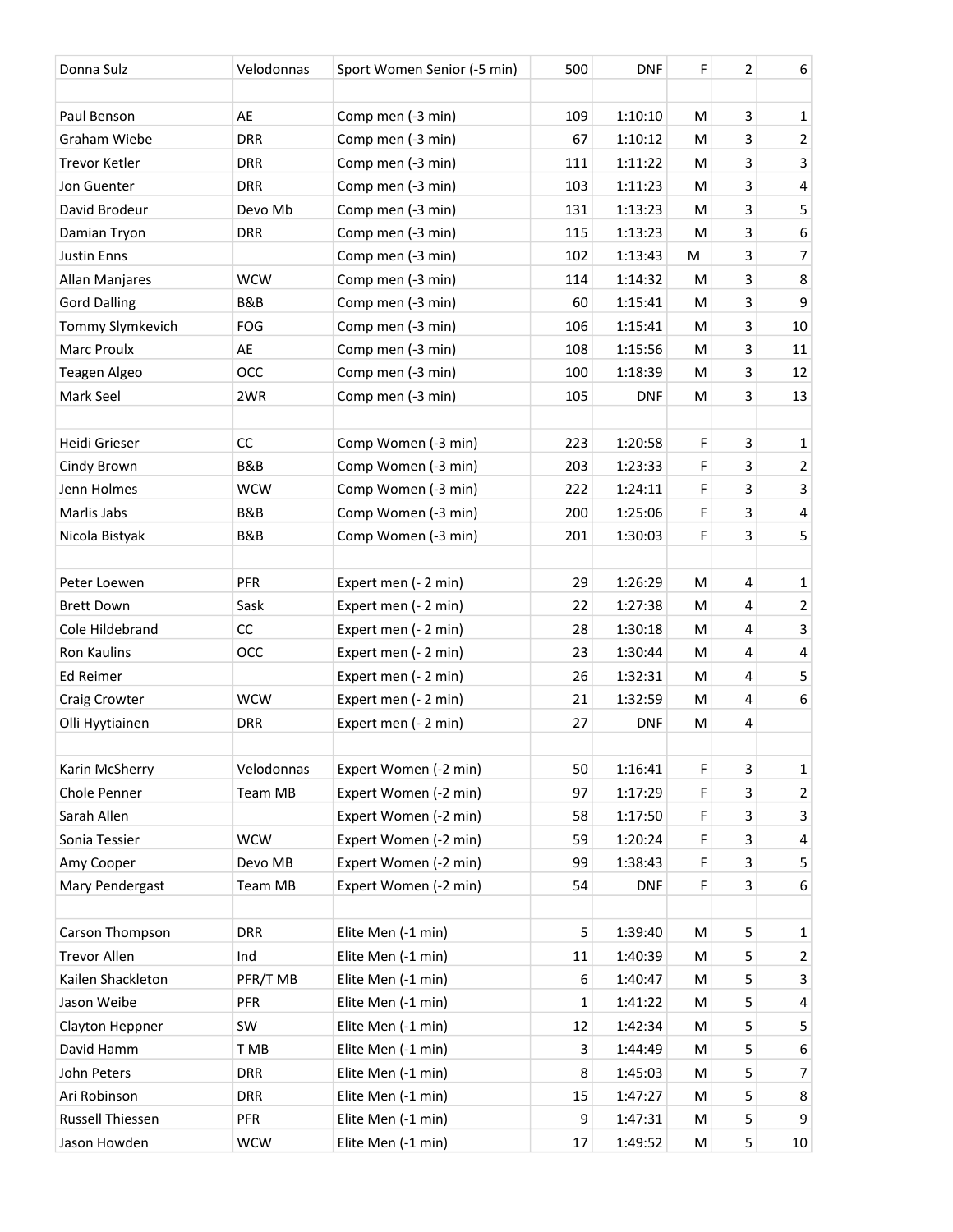| | | | | | | | |
|---|---|---|---|---|---|---|---|
| Donna Sulz | Velodonnas | Sport Women Senior (-5 min) | 500 | DNF | F | 2 | 6 |
| | | | | | | | |
| Paul Benson | AE | Comp men (-3 min) | 109 | 1:10:10 | M | 3 | 1 |
| Graham Wiebe | DRR | Comp men (-3 min) | 67 | 1:10:12 | M | 3 | 2 |
| Trevor Ketler | DRR | Comp men (-3 min) | 111 | 1:11:22 | M | 3 | 3 |
| Jon Guenter | DRR | Comp men (-3 min) | 103 | 1:11:23 | M | 3 | 4 |
| David Brodeur | Devo Mb | Comp men (-3 min) | 131 | 1:13:23 | M | 3 | 5 |
| Damian Tryon | DRR | Comp men (-3 min) | 115 | 1:13:23 | M | 3 | 6 |
| Justin Enns | | Comp men (-3 min) | 102 | 1:13:43 | M | 3 | 7 |
| Allan Manjares | WCW | Comp men (-3 min) | 114 | 1:14:32 | M | 3 | 8 |
| Gord Dalling | B&B | Comp men (-3 min) | 60 | 1:15:41 | M | 3 | 9 |
| Tommy Slymkevich | FOG | Comp men (-3 min) | 106 | 1:15:41 | M | 3 | 10 |
| Marc Proulx | AE | Comp men (-3 min) | 108 | 1:15:56 | M | 3 | 11 |
| Teagen Algeo | OCC | Comp men (-3 min) | 100 | 1:18:39 | M | 3 | 12 |
| Mark Seel | 2WR | Comp men (-3 min) | 105 | DNF | M | 3 | 13 |
| | | | | | | | |
| Heidi Grieser | CC | Comp Women (-3 min) | 223 | 1:20:58 | F | 3 | 1 |
| Cindy Brown | B&B | Comp Women (-3 min) | 203 | 1:23:33 | F | 3 | 2 |
| Jenn Holmes | WCW | Comp Women (-3 min) | 222 | 1:24:11 | F | 3 | 3 |
| Marlis Jabs | B&B | Comp Women (-3 min) | 200 | 1:25:06 | F | 3 | 4 |
| Nicola Bistyak | B&B | Comp Women (-3 min) | 201 | 1:30:03 | F | 3 | 5 |
| | | | | | | | |
| Peter Loewen | PFR | Expert men (- 2 min) | 29 | 1:26:29 | M | 4 | 1 |
| Brett Down | Sask | Expert men (- 2 min) | 22 | 1:27:38 | M | 4 | 2 |
| Cole Hildebrand | CC | Expert men (- 2 min) | 28 | 1:30:18 | M | 4 | 3 |
| Ron Kaulins | OCC | Expert men (- 2 min) | 23 | 1:30:44 | M | 4 | 4 |
| Ed Reimer | | Expert men (- 2 min) | 26 | 1:32:31 | M | 4 | 5 |
| Craig Crowter | WCW | Expert men (- 2 min) | 21 | 1:32:59 | M | 4 | 6 |
| Olli Hyytiainen | DRR | Expert men (- 2 min) | 27 | DNF | M | 4 | |
| | | | | | | | |
| Karin McSherry | Velodonnas | Expert Women (-2 min) | 50 | 1:16:41 | F | 3 | 1 |
| Chole Penner | Team MB | Expert Women (-2 min) | 97 | 1:17:29 | F | 3 | 2 |
| Sarah Allen | | Expert Women (-2 min) | 58 | 1:17:50 | F | 3 | 3 |
| Sonia Tessier | WCW | Expert Women (-2 min) | 59 | 1:20:24 | F | 3 | 4 |
| Amy Cooper | Devo MB | Expert Women (-2 min) | 99 | 1:38:43 | F | 3 | 5 |
| Mary Pendergast | Team MB | Expert Women (-2 min) | 54 | DNF | F | 3 | 6 |
| | | | | | | | |
| Carson Thompson | DRR | Elite Men (-1 min) | 5 | 1:39:40 | M | 5 | 1 |
| Trevor Allen | Ind | Elite Men (-1 min) | 11 | 1:40:39 | M | 5 | 2 |
| Kailen Shackleton | PFR/T MB | Elite Men (-1 min) | 6 | 1:40:47 | M | 5 | 3 |
| Jason Weibe | PFR | Elite Men (-1 min) | 1 | 1:41:22 | M | 5 | 4 |
| Clayton Heppner | SW | Elite Men (-1 min) | 12 | 1:42:34 | M | 5 | 5 |
| David Hamm | T MB | Elite Men (-1 min) | 3 | 1:44:49 | M | 5 | 6 |
| John Peters | DRR | Elite Men (-1 min) | 8 | 1:45:03 | M | 5 | 7 |
| Ari Robinson | DRR | Elite Men (-1 min) | 15 | 1:47:27 | M | 5 | 8 |
| Russell Thiessen | PFR | Elite Men (-1 min) | 9 | 1:47:31 | M | 5 | 9 |
| Jason Howden | WCW | Elite Men (-1 min) | 17 | 1:49:52 | M | 5 | 10 |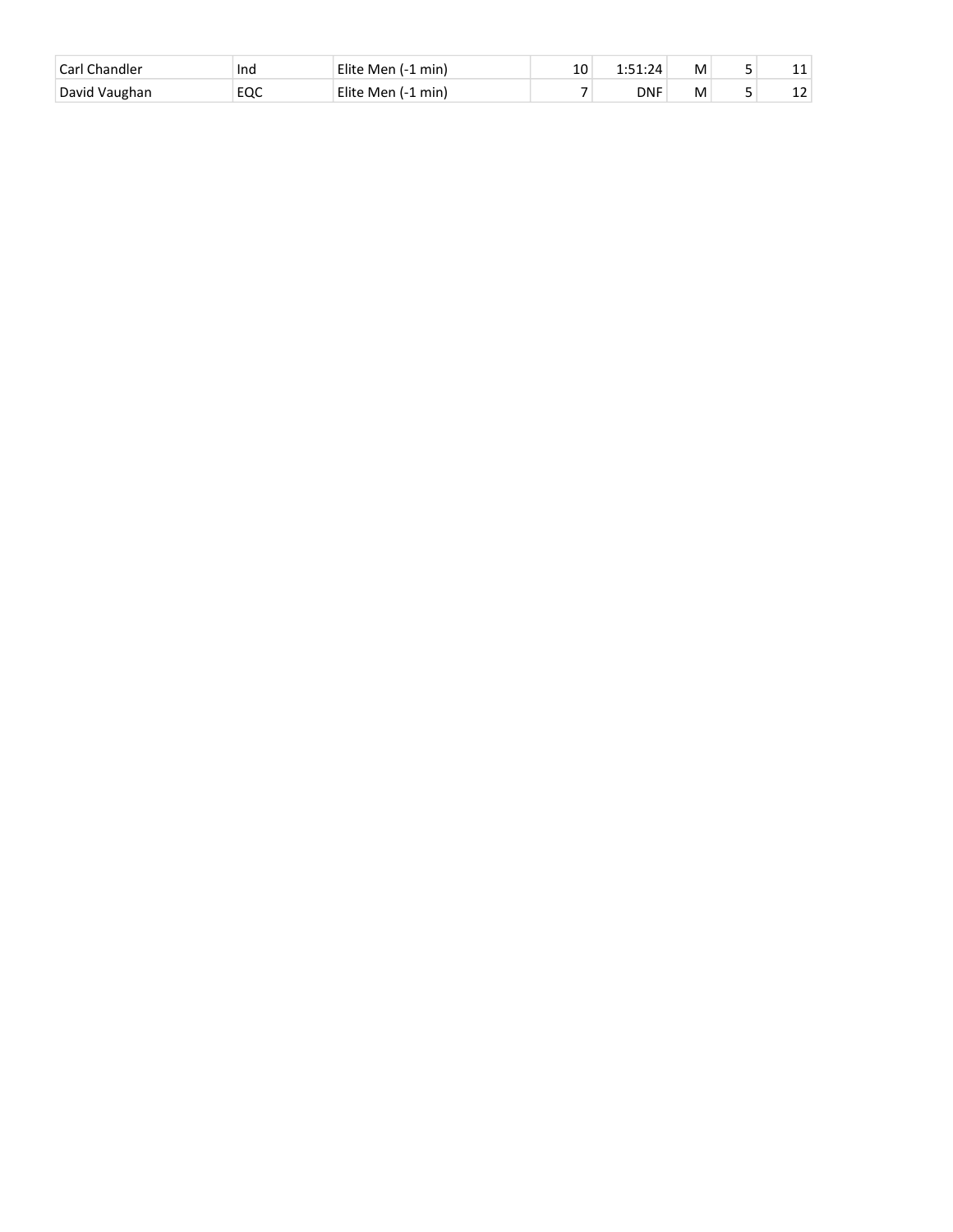| | | | | | | | |
|---|---|---|---|---|---|---|---|
| Carl Chandler | Ind | Elite Men (-1 min) | 10 | 1:51:24 | M | 5 | 11 |
| David Vaughan | EQC | Elite Men (-1 min) | 7 | DNF | M | 5 | 12 |